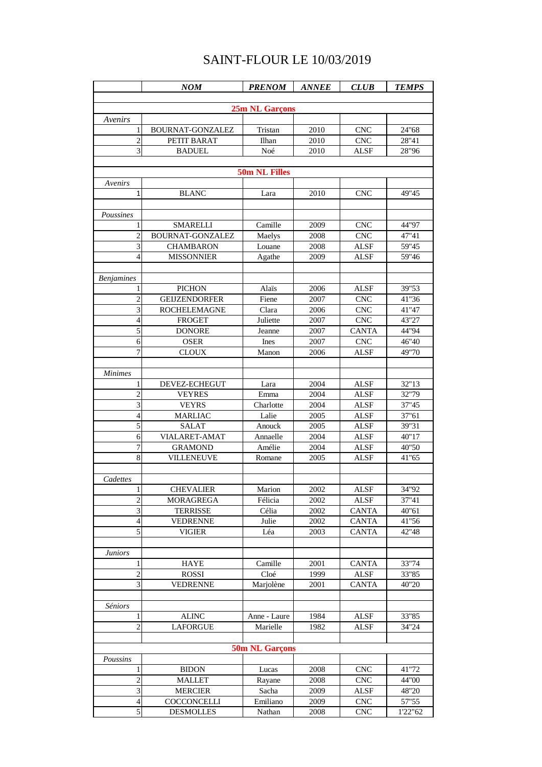# SAINT-FLOUR LE 10/03/2019

| | NOM | PRENOM | ANNEE | CLUB | TEMPS |
|---|---|---|---|---|---|
| | | **25m NL Garçons** | | | |
| *Avenirs* | | | | | |
| 1 | BOURNAT-GONZALEZ | Tristan | 2010 | CNC | 24"68 |
| 2 | PETIT BARAT | Ilhan | 2010 | CNC | 28"41 |
| 3 | BADUEL | Noé | 2010 | ALSF | 28"96 |
| | | **50m NL Filles** | | | |
| *Avenirs* | | | | | |
| 1 | BLANC | Lara | 2010 | CNC | 49"45 |
| *Poussines* | | | | | |
| 1 | SMARELLI | Camille | 2009 | CNC | 44"97 |
| 2 | BOURNAT-GONZALEZ | Maelys | 2008 | CNC | 47"41 |
| 3 | CHAMBARON | Louane | 2008 | ALSF | 59"45 |
| 4 | MISSONNIER | Agathe | 2009 | ALSF | 59"46 |
| *Benjamines* | | | | | |
| 1 | PICHON | Alaïs | 2006 | ALSF | 39"53 |
| 2 | GEIJZENDORFER | Fiene | 2007 | CNC | 41"36 |
| 3 | ROCHELEMAGNE | Clara | 2006 | CNC | 41"47 |
| 4 | FROGET | Juliette | 2007 | CNC | 43"27 |
| 5 | DONORE | Jeanne | 2007 | CANTA | 44"94 |
| 6 | OSER | Ines | 2007 | CNC | 46"40 |
| 7 | CLOUX | Manon | 2006 | ALSF | 49"70 |
| *Minimes* | | | | | |
| 1 | DEVEZ-ECHEGUT | Lara | 2004 | ALSF | 32"13 |
| 2 | VEYRES | Emma | 2004 | ALSF | 32"79 |
| 3 | VEYRS | Charlotte | 2004 | ALSF | 37"45 |
| 4 | MARLIAC | Lalie | 2005 | ALSF | 37"61 |
| 5 | SALAT | Anouck | 2005 | ALSF | 39"31 |
| 6 | VIALARET-AMAT | Annaelle | 2004 | ALSF | 40"17 |
| 7 | GRAMOND | Amélie | 2004 | ALSF | 40"50 |
| 8 | VILLENEUVE | Romane | 2005 | ALSF | 41"65 |
| *Cadettes* | | | | | |
| 1 | CHEVALIER | Marion | 2002 | ALSF | 34"92 |
| 2 | MORAGREGA | Félicia | 2002 | ALSF | 37"41 |
| 3 | TERRISSE | Célia | 2002 | CANTA | 40"61 |
| 4 | VEDRENNE | Julie | 2002 | CANTA | 41"56 |
| 5 | VIGIER | Léa | 2003 | CANTA | 42"48 |
| *Juniors* | | | | | |
| 1 | HAYE | Camille | 2001 | CANTA | 33"74 |
| 2 | ROSSI | Cloé | 1999 | ALSF | 33"85 |
| 3 | VEDRENNE | Marjolène | 2001 | CANTA | 40"20 |
| *Séniors* | | | | | |
| 1 | ALINC | Anne - Laure | 1984 | ALSF | 33"85 |
| 2 | LAFORGUE | Marielle | 1982 | ALSF | 34"24 |
| | | **50m NL Garçons** | | | |
| *Poussins* | | | | | |
| 1 | BIDON | Lucas | 2008 | CNC | 41"72 |
| 2 | MALLET | Rayane | 2008 | CNC | 44"00 |
| 3 | MERCIER | Sacha | 2009 | ALSF | 48"20 |
| 4 | COCCONCELLI | Emiliano | 2009 | CNC | 57"55 |
| 5 | DESMOLLES | Nathan | 2008 | CNC | 1'22"62 |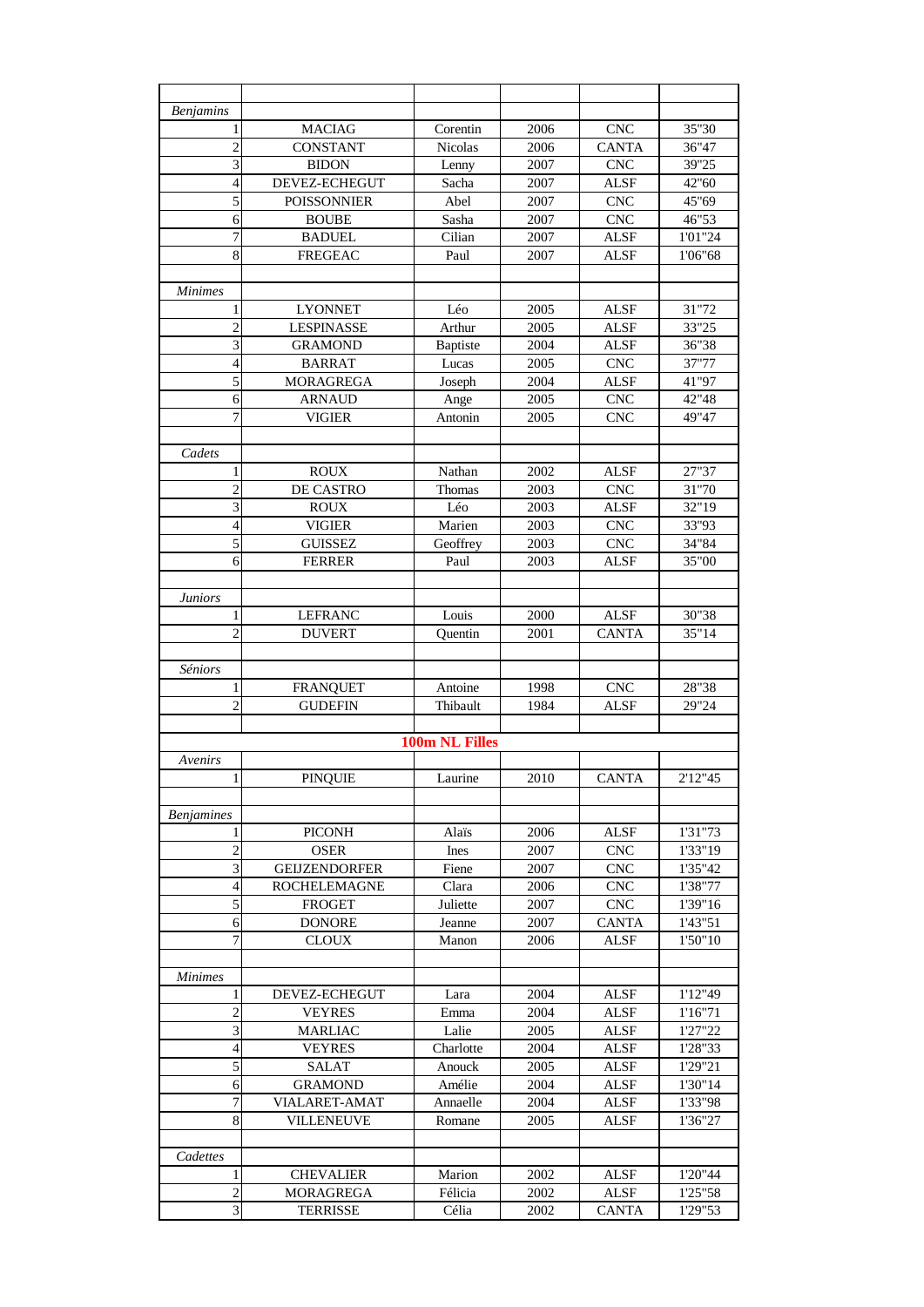| | | | | | |
|---|---|---|---|---|---|
| *Benjamins* | | | | | |
| 1 | MACIAG | Corentin | 2006 | CNC | 35"30 |
| 2 | CONSTANT | Nicolas | 2006 | CANTA | 36"47 |
| 3 | BIDON | Lenny | 2007 | CNC | 39"25 |
| 4 | DEVEZ-ECHEGUT | Sacha | 2007 | ALSF | 42"60 |
| 5 | POISSONNIER | Abel | 2007 | CNC | 45"69 |
| 6 | BOUBE | Sasha | 2007 | CNC | 46"53 |
| 7 | BADUEL | Cilian | 2007 | ALSF | 1'01"24 |
| 8 | FREGEAC | Paul | 2007 | ALSF | 1'06"68 |
| | | | | | |
| *Minimes* | | | | | |
| 1 | LYONNET | Léo | 2005 | ALSF | 31"72 |
| 2 | LESPINASSE | Arthur | 2005 | ALSF | 33"25 |
| 3 | GRAMOND | Baptiste | 2004 | ALSF | 36"38 |
| 4 | BARRAT | Lucas | 2005 | CNC | 37"77 |
| 5 | MORAGREGA | Joseph | 2004 | ALSF | 41"97 |
| 6 | ARNAUD | Ange | 2005 | CNC | 42"48 |
| 7 | VIGIER | Antonin | 2005 | CNC | 49"47 |
| | | | | | |
| *Cadets* | | | | | |
| 1 | ROUX | Nathan | 2002 | ALSF | 27"37 |
| 2 | DE CASTRO | Thomas | 2003 | CNC | 31"70 |
| 3 | ROUX | Léo | 2003 | ALSF | 32"19 |
| 4 | VIGIER | Marien | 2003 | CNC | 33"93 |
| 5 | GUISSEZ | Geoffrey | 2003 | CNC | 34"84 |
| 6 | FERRER | Paul | 2003 | ALSF | 35"00 |
| | | | | | |
| *Juniors* | | | | | |
| 1 | LEFRANC | Louis | 2000 | ALSF | 30"38 |
| 2 | DUVERT | Quentin | 2001 | CANTA | 35"14 |
| | | | | | |
| *Séniors* | | | | | |
| 1 | FRANQUET | Antoine | 1998 | CNC | 28"38 |
| 2 | GUDEFIN | Thibault | 1984 | ALSF | 29"24 |
| | | | | | |
| | | **100m NL Filles** | | | |
| *Avenirs* | | | | | |
| 1 | PINQUIE | Laurine | 2010 | CANTA | 2'12"45 |
| | | | | | |
| *Benjamines* | | | | | |
| 1 | PICONH | Alaïs | 2006 | ALSF | 1'31"73 |
| 2 | OSER | Ines | 2007 | CNC | 1'33"19 |
| 3 | GEIJZENDORFER | Fiene | 2007 | CNC | 1'35"42 |
| 4 | ROCHELEMAGNE | Clara | 2006 | CNC | 1'38"77 |
| 5 | FROGET | Juliette | 2007 | CNC | 1'39"16 |
| 6 | DONORE | Jeanne | 2007 | CANTA | 1'43"51 |
| 7 | CLOUX | Manon | 2006 | ALSF | 1'50"10 |
| | | | | | |
| *Minimes* | | | | | |
| 1 | DEVEZ-ECHEGUT | Lara | 2004 | ALSF | 1'12"49 |
| 2 | VEYRES | Emma | 2004 | ALSF | 1'16"71 |
| 3 | MARLIAC | Lalie | 2005 | ALSF | 1'27"22 |
| 4 | VEYRES | Charlotte | 2004 | ALSF | 1'28"33 |
| 5 | SALAT | Anouck | 2005 | ALSF | 1'29"21 |
| 6 | GRAMOND | Amélie | 2004 | ALSF | 1'30"14 |
| 7 | VIALARET-AMAT | Annaelle | 2004 | ALSF | 1'33"98 |
| 8 | VILLENEUVE | Romane | 2005 | ALSF | 1'36"27 |
| | | | | | |
| *Cadettes* | | | | | |
| 1 | CHEVALIER | Marion | 2002 | ALSF | 1'20"44 |
| 2 | MORAGREGA | Félicia | 2002 | ALSF | 1'25"58 |
| 3 | TERRISSE | Célia | 2002 | CANTA | 1'29"53 |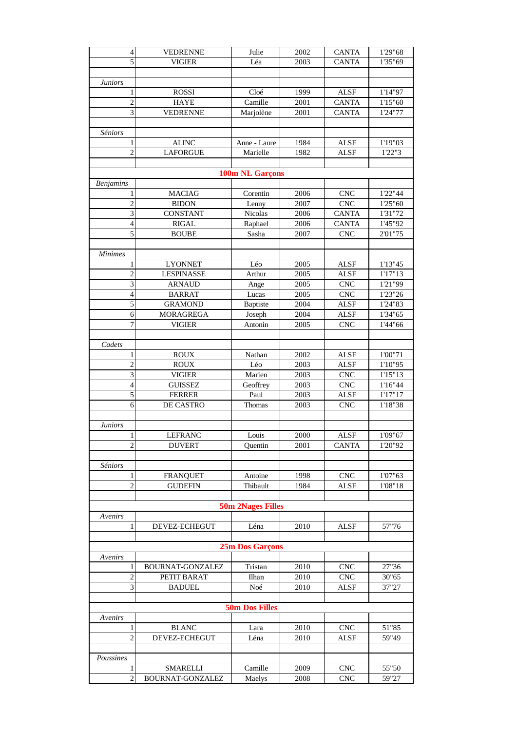| | | | | | |
|---|---|---|---|---|---|
| 4 | VEDRENNE | Julie | 2002 | CANTA | 1'29"68 |
| 5 | VIGIER | Léa | 2003 | CANTA | 1'35"69 |
| | | | | | |
| *Juniors* | | | | | |
| 1 | ROSSI | Cloé | 1999 | ALSF | 1'14"97 |
| 2 | HAYE | Camille | 2001 | CANTA | 1'15"60 |
| 3 | VEDRENNE | Marjolène | 2001 | CANTA | 1'24"77 |
| | | | | | |
| *Séniors* | | | | | |
| 1 | ALINC | Anne - Laure | 1984 | ALSF | 1'19"03 |
| 2 | LAFORGUE | Marielle | 1982 | ALSF | 1'22"3 |
| | | | | | |
| | | **100m NL Garçons** | | | |
| *Benjamins* | | | | | |
| 1 | MACIAG | Corentin | 2006 | CNC | 1'22"44 |
| 2 | BIDON | Lenny | 2007 | CNC | 1'25"60 |
| 3 | CONSTANT | Nicolas | 2006 | CANTA | 1'31"72 |
| 4 | RIGAL | Raphael | 2006 | CANTA | 1'45"92 |
| 5 | BOUBE | Sasha | 2007 | CNC | 2'01"75 |
| | | | | | |
| *Minimes* | | | | | |
| 1 | LYONNET | Léo | 2005 | ALSF | 1'13"45 |
| 2 | LESPINASSE | Arthur | 2005 | ALSF | 1'17"13 |
| 3 | ARNAUD | Ange | 2005 | CNC | 1'21"99 |
| 4 | BARRAT | Lucas | 2005 | CNC | 1'23"26 |
| 5 | GRAMOND | Baptiste | 2004 | ALSF | 1'24"83 |
| 6 | MORAGREGA | Joseph | 2004 | ALSF | 1'34"65 |
| 7 | VIGIER | Antonin | 2005 | CNC | 1'44"66 |
| | | | | | |
| *Cadets* | | | | | |
| 1 | ROUX | Nathan | 2002 | ALSF | 1'00"71 |
| 2 | ROUX | Léo | 2003 | ALSF | 1'10"95 |
| 3 | VIGIER | Marien | 2003 | CNC | 1'15"13 |
| 4 | GUISSEZ | Geoffrey | 2003 | CNC | 1'16"44 |
| 5 | FERRER | Paul | 2003 | ALSF | 1'17"17 |
| 6 | DE CASTRO | Thomas | 2003 | CNC | 1'18"38 |
| | | | | | |
| *Juniors* | | | | | |
| 1 | LEFRANC | Louis | 2000 | ALSF | 1'09"67 |
| 2 | DUVERT | Quentin | 2001 | CANTA | 1'20"92 |
| | | | | | |
| *Séniors* | | | | | |
| 1 | FRANQUET | Antoine | 1998 | CNC | 1'07"63 |
| 2 | GUDEFIN | Thibault | 1984 | ALSF | 1'08"18 |
| | | | | | |
| | | **50m 2Nages Filles** | | | |
| *Avenirs* | | | | | |
| 1 | DEVEZ-ECHEGUT | Léna | 2010 | ALSF | 57"76 |
| | | | | | |
| | | **25m Dos Garçons** | | | |
| *Avenirs* | | | | | |
| 1 | BOURNAT-GONZALEZ | Tristan | 2010 | CNC | 27"36 |
| 2 | PETIT BARAT | Ilhan | 2010 | CNC | 30"65 |
| 3 | BADUEL | Noé | 2010 | ALSF | 37"27 |
| | | | | | |
| | | **50m Dos Filles** | | | |
| *Avenirs* | | | | | |
| 1 | BLANC | Lara | 2010 | CNC | 51"85 |
| 2 | DEVEZ-ECHEGUT | Léna | 2010 | ALSF | 59"49 |
| | | | | | |
| *Poussines* | | | | | |
| 1 | SMARELLI | Camille | 2009 | CNC | 55"50 |
| 2 | BOURNAT-GONZALEZ | Maelys | 2008 | CNC | 59"27 |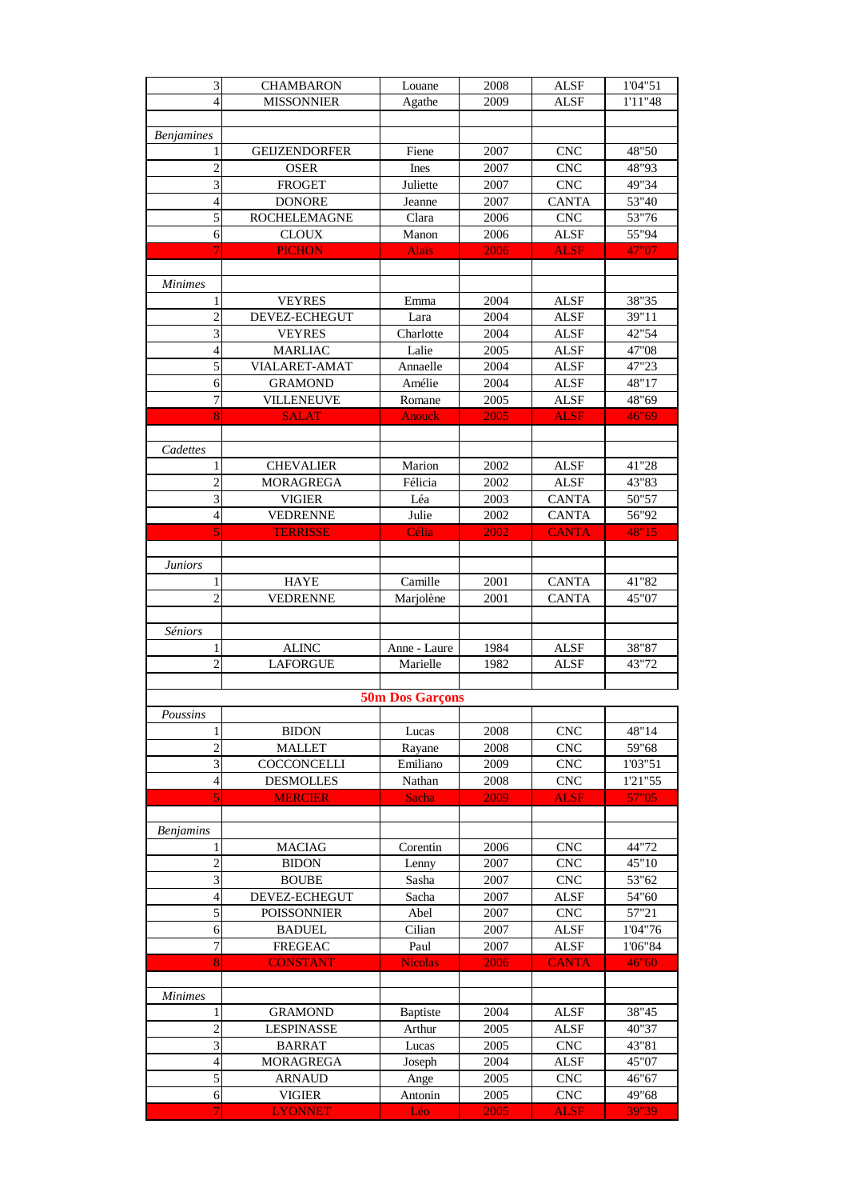| | | | | | |
|---|---|---|---|---|---|
| 3 | CHAMBARON | Louane | 2008 | ALSF | 1'04"51 |
| 4 | MISSONNIER | Agathe | 2009 | ALSF | 1'11"48 |
| | | | | | |
| *Benjamines* | | | | | |
| 1 | GEIJZENDORFER | Fiene | 2007 | CNC | 48"50 |
| 2 | OSER | Ines | 2007 | CNC | 48"93 |
| 3 | FROGET | Juliette | 2007 | CNC | 49"34 |
| 4 | DONORE | Jeanne | 2007 | CANTA | 53"40 |
| 5 | ROCHELEMAGNE | Clara | 2006 | CNC | 53"76 |
| 6 | CLOUX | Manon | 2006 | ALSF | 55"94 |
| 7 | PICHON | Alaïs | 2006 | ALSF | 47"07 |
| | | | | | |
| *Minimes* | | | | | |
| 1 | VEYRES | Emma | 2004 | ALSF | 38"35 |
| 2 | DEVEZ-ECHEGUT | Lara | 2004 | ALSF | 39"11 |
| 3 | VEYRES | Charlotte | 2004 | ALSF | 42"54 |
| 4 | MARLIAC | Lalie | 2005 | ALSF | 47"08 |
| 5 | VIALARET-AMAT | Annaelle | 2004 | ALSF | 47"23 |
| 6 | GRAMOND | Amélie | 2004 | ALSF | 48"17 |
| 7 | VILLENEUVE | Romane | 2005 | ALSF | 48"69 |
| 8 | SALAT | Anouck | 2005 | ALSF | 46"69 |
| | | | | | |
| *Cadettes* | | | | | |
| 1 | CHEVALIER | Marion | 2002 | ALSF | 41"28 |
| 2 | MORAGREGA | Félicia | 2002 | ALSF | 43"83 |
| 3 | VIGIER | Léa | 2003 | CANTA | 50"57 |
| 4 | VEDRENNE | Julie | 2002 | CANTA | 56"92 |
| 5 | TERRISSE | Célia | 2002 | CANTA | 48"15 |
| | | | | | |
| *Juniors* | | | | | |
| 1 | HAYE | Camille | 2001 | CANTA | 41"82 |
| 2 | VEDRENNE | Marjolène | 2001 | CANTA | 45"07 |
| | | | | | |
| *Séniors* | | | | | |
| 1 | ALINC | Anne - Laure | 1984 | ALSF | 38"87 |
| 2 | LAFORGUE | Marielle | 1982 | ALSF | 43"72 |
| | | | | | |
| | | **50m Dos Garçons** | | | |
| *Poussins* | | | | | |
| 1 | BIDON | Lucas | 2008 | CNC | 48"14 |
| 2 | MALLET | Rayane | 2008 | CNC | 59"68 |
| 3 | COCCONCELLI | Emiliano | 2009 | CNC | 1'03"51 |
| 4 | DESMOLLES | Nathan | 2008 | CNC | 1'21"55 |
| 5 | MERCIER | Sacha | 2009 | ALSF | 57"05 |
| | | | | | |
| *Benjamins* | | | | | |
| 1 | MACIAG | Corentin | 2006 | CNC | 44"72 |
| 2 | BIDON | Lenny | 2007 | CNC | 45"10 |
| 3 | BOUBE | Sasha | 2007 | CNC | 53"62 |
| 4 | DEVEZ-ECHEGUT | Sacha | 2007 | ALSF | 54"60 |
| 5 | POISSONNIER | Abel | 2007 | CNC | 57"21 |
| 6 | BADUEL | Cilian | 2007 | ALSF | 1'04"76 |
| 7 | FREGEAC | Paul | 2007 | ALSF | 1'06"84 |
| 8 | CONSTANT | Nicolas | 2006 | CANTA | 46"60 |
| | | | | | |
| *Minimes* | | | | | |
| 1 | GRAMOND | Baptiste | 2004 | ALSF | 38"45 |
| 2 | LESPINASSE | Arthur | 2005 | ALSF | 40"37 |
| 3 | BARRAT | Lucas | 2005 | CNC | 43"81 |
| 4 | MORAGREGA | Joseph | 2004 | ALSF | 45"07 |
| 5 | ARNAUD | Ange | 2005 | CNC | 46"67 |
| 6 | VIGIER | Antonin | 2005 | CNC | 49"68 |
| 7 | LYONNET | Léo | 2005 | ALSF | 39"39 |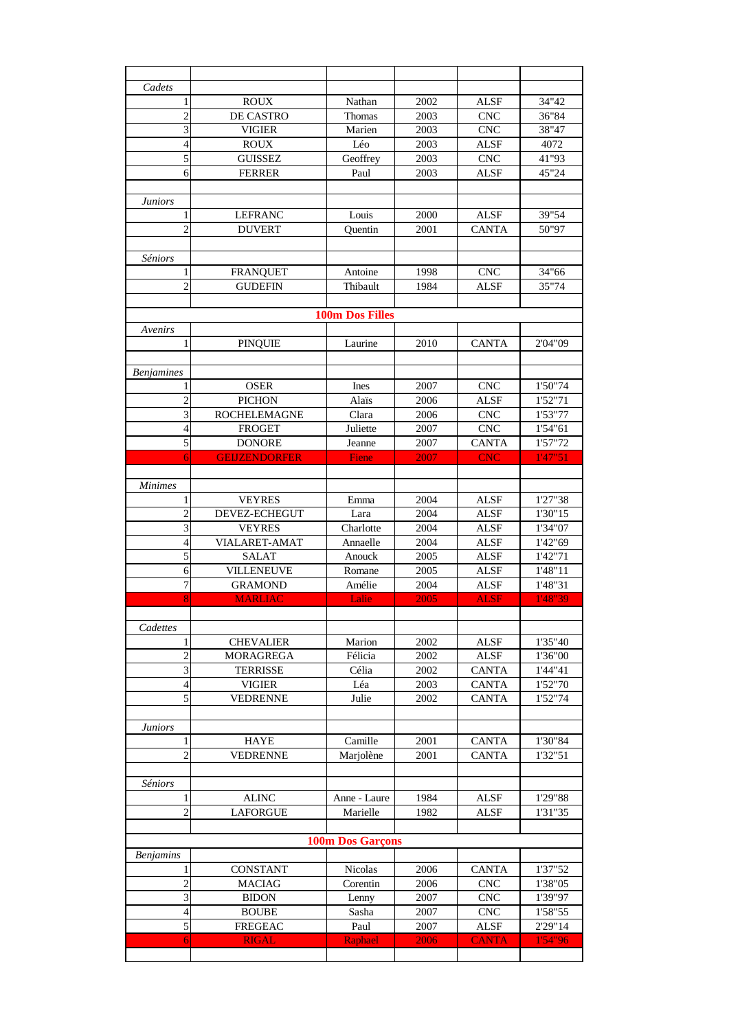| | | | | | |
|---|---|---|---|---|---|
| *Cadets* | | | | | |
| 1 | ROUX | Nathan | 2002 | ALSF | 34"42 |
| 2 | DE CASTRO | Thomas | 2003 | CNC | 36"84 |
| 3 | VIGIER | Marien | 2003 | CNC | 38"47 |
| 4 | ROUX | Léo | 2003 | ALSF | 4072 |
| 5 | GUISSEZ | Geoffrey | 2003 | CNC | 41"93 |
| 6 | FERRER | Paul | 2003 | ALSF | 45"24 |
| | | | | | |
| *Juniors* | | | | | |
| 1 | LEFRANC | Louis | 2000 | ALSF | 39"54 |
| 2 | DUVERT | Quentin | 2001 | CANTA | 50"97 |
| | | | | | |
| *Séniors* | | | | | |
| 1 | FRANQUET | Antoine | 1998 | CNC | 34"66 |
| 2 | GUDEFIN | Thibault | 1984 | ALSF | 35"74 |
| | | | | | |
| **100m Dos Filles** | | | | | |
| *Avenirs* | | | | | |
| 1 | PINQUIE | Laurine | 2010 | CANTA | 2'04"09 |
| | | | | | |
| *Benjamines* | | | | | |
| 1 | OSER | Ines | 2007 | CNC | 1'50"74 |
| 2 | PICHON | Alaïs | 2006 | ALSF | 1'52"71 |
| 3 | ROCHELEMAGNE | Clara | 2006 | CNC | 1'53"77 |
| 4 | FROGET | Juliette | 2007 | CNC | 1'54"61 |
| 5 | DONORE | Jeanne | 2007 | CANTA | 1'57"72 |
| 6 | GEIJZENDORFER | Fiene | 2007 | CNC | 1'47"51 |
| | | | | | |
| *Minimes* | | | | | |
| 1 | VEYRES | Emma | 2004 | ALSF | 1'27"38 |
| 2 | DEVEZ-ECHEGUT | Lara | 2004 | ALSF | 1'30"15 |
| 3 | VEYRES | Charlotte | 2004 | ALSF | 1'34"07 |
| 4 | VIALARET-AMAT | Annaelle | 2004 | ALSF | 1'42"69 |
| 5 | SALAT | Anouck | 2005 | ALSF | 1'42"71 |
| 6 | VILLENEUVE | Romane | 2005 | ALSF | 1'48"11 |
| 7 | GRAMOND | Amélie | 2004 | ALSF | 1'48"31 |
| 8 | MARLIAC | Lalie | 2005 | ALSF | 1'48"39 |
| | | | | | |
| *Cadettes* | | | | | |
| 1 | CHEVALIER | Marion | 2002 | ALSF | 1'35"40 |
| 2 | MORAGREGA | Félicia | 2002 | ALSF | 1'36"00 |
| 3 | TERRISSE | Célia | 2002 | CANTA | 1'44"41 |
| 4 | VIGIER | Léa | 2003 | CANTA | 1'52"70 |
| 5 | VEDRENNE | Julie | 2002 | CANTA | 1'52"74 |
| | | | | | |
| *Juniors* | | | | | |
| 1 | HAYE | Camille | 2001 | CANTA | 1'30"84 |
| 2 | VEDRENNE | Marjolène | 2001 | CANTA | 1'32"51 |
| | | | | | |
| *Séniors* | | | | | |
| 1 | ALINC | Anne - Laure | 1984 | ALSF | 1'29"88 |
| 2 | LAFORGUE | Marielle | 1982 | ALSF | 1'31"35 |
| | | | | | |
| **100m Dos Garçons** | | | | | |
| *Benjamins* | | | | | |
| 1 | CONSTANT | Nicolas | 2006 | CANTA | 1'37"52 |
| 2 | MACIAG | Corentin | 2006 | CNC | 1'38"05 |
| 3 | BIDON | Lenny | 2007 | CNC | 1'39"97 |
| 4 | BOUBE | Sasha | 2007 | CNC | 1'58"55 |
| 5 | FREGEAC | Paul | 2007 | ALSF | 2'29"14 |
| 6 | RIGAL | Raphael | 2006 | CANTA | 1'54"96 |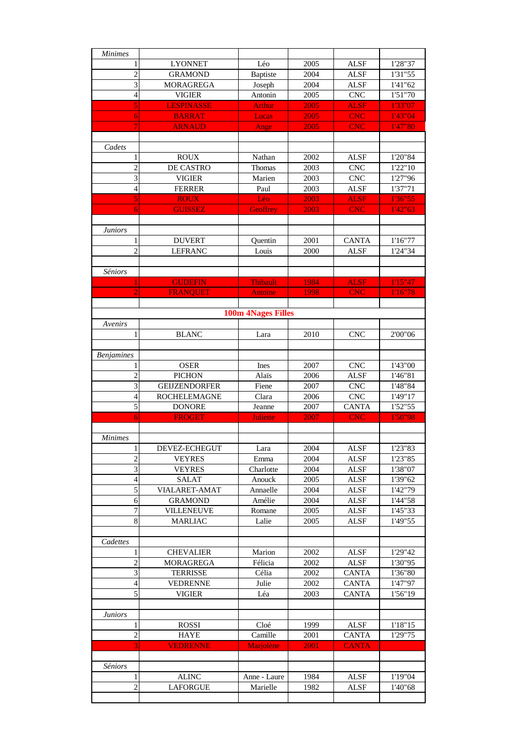| | | | | | |
|---|---|---|---|---|---|
| *Minimes* | | | | | |
| 1 | LYONNET | Léo | 2005 | ALSF | 1'28"37 |
| 2 | GRAMOND | Baptiste | 2004 | ALSF | 1'31"55 |
| 3 | MORAGREGA | Joseph | 2004 | ALSF | 1'41"62 |
| 4 | VIGIER | Antonin | 2005 | CNC | 1'51"70 |
| 5 | LESPINASSE | Arthur | 2005 | ALSF | 1'33"07 |
| 6 | BARRAT | Lucas | 2005 | CNC | 1'43"04 |
| 7 | ARNAUD | Ange | 2005 | CNC | 1'47"80 |
| | | | | | |
| *Cadets* | | | | | |
| 1 | ROUX | Nathan | 2002 | ALSF | 1'20"84 |
| 2 | DE CASTRO | Thomas | 2003 | CNC | 1'22"10 |
| 3 | VIGIER | Marien | 2003 | CNC | 1'27"96 |
| 4 | FERRER | Paul | 2003 | ALSF | 1'37"71 |
| 5 | ROUX | Léo | 2003 | ALSF | 1'36"55 |
| 6 | GUISSEZ | Geoffrey | 2003 | CNC | 1'42"63 |
| | | | | | |
| *Juniors* | | | | | |
| 1 | DUVERT | Quentin | 2001 | CANTA | 1'16"77 |
| 2 | LEFRANC | Louis | 2000 | ALSF | 1'24"34 |
| | | | | | |
| *Séniors* | | | | | |
| 1 | GUDEFIN | Thibault | 1984 | ALSF | 1'15"47 |
| 2 | FRANQUET | Antoine | 1998 | CNC | 1'16"78 |
| | | | | | |
| | | **100m 4Nages Filles** | | | |
| *Avenirs* | | | | | |
| 1 | BLANC | Lara | 2010 | CNC | 2'00"06 |
| | | | | | |
| *Benjamines* | | | | | |
| 1 | OSER | Ines | 2007 | CNC | 1'43"00 |
| 2 | PICHON | Alaïs | 2006 | ALSF | 1'46"81 |
| 3 | GEIJZENDORFER | Fiene | 2007 | CNC | 1'48"84 |
| 4 | ROCHELEMAGNE | Clara | 2006 | CNC | 1'49"17 |
| 5 | DONORE | Jeanne | 2007 | CANTA | 1'52"55 |
| 6 | FROGET | Juliette | 2007 | CNC | 1'50"98 |
| | | | | | |
| *Minimes* | | | | | |
| 1 | DEVEZ-ECHEGUT | Lara | 2004 | ALSF | 1'23"83 |
| 2 | VEYRES | Emma | 2004 | ALSF | 1'23"85 |
| 3 | VEYRES | Charlotte | 2004 | ALSF | 1'38"07 |
| 4 | SALAT | Anouck | 2005 | ALSF | 1'39"62 |
| 5 | VIALARET-AMAT | Annaelle | 2004 | ALSF | 1'42"79 |
| 6 | GRAMOND | Amélie | 2004 | ALSF | 1'44"58 |
| 7 | VILLENEUVE | Romane | 2005 | ALSF | 1'45"33 |
| 8 | MARLIAC | Lalie | 2005 | ALSF | 1'49"55 |
| | | | | | |
| *Cadettes* | | | | | |
| 1 | CHEVALIER | Marion | 2002 | ALSF | 1'29"42 |
| 2 | MORAGREGA | Félicia | 2002 | ALSF | 1'30"95 |
| 3 | TERRISSE | Célia | 2002 | CANTA | 1'36"80 |
| 4 | VEDRENNE | Julie | 2002 | CANTA | 1'47"97 |
| 5 | VIGIER | Léa | 2003 | CANTA | 1'56"19 |
| | | | | | |
| *Juniors* | | | | | |
| 1 | ROSSI | Cloé | 1999 | ALSF | 1'18"15 |
| 2 | HAYE | Camille | 2001 | CANTA | 1'29"75 |
| 3 | VEDRENNE | Marjolène | 2001 | CANTA | |
| | | | | | |
| *Séniors* | | | | | |
| 1 | ALINC | Anne - Laure | 1984 | ALSF | 1'19"04 |
| 2 | LAFORGUE | Marielle | 1982 | ALSF | 1'40"68 |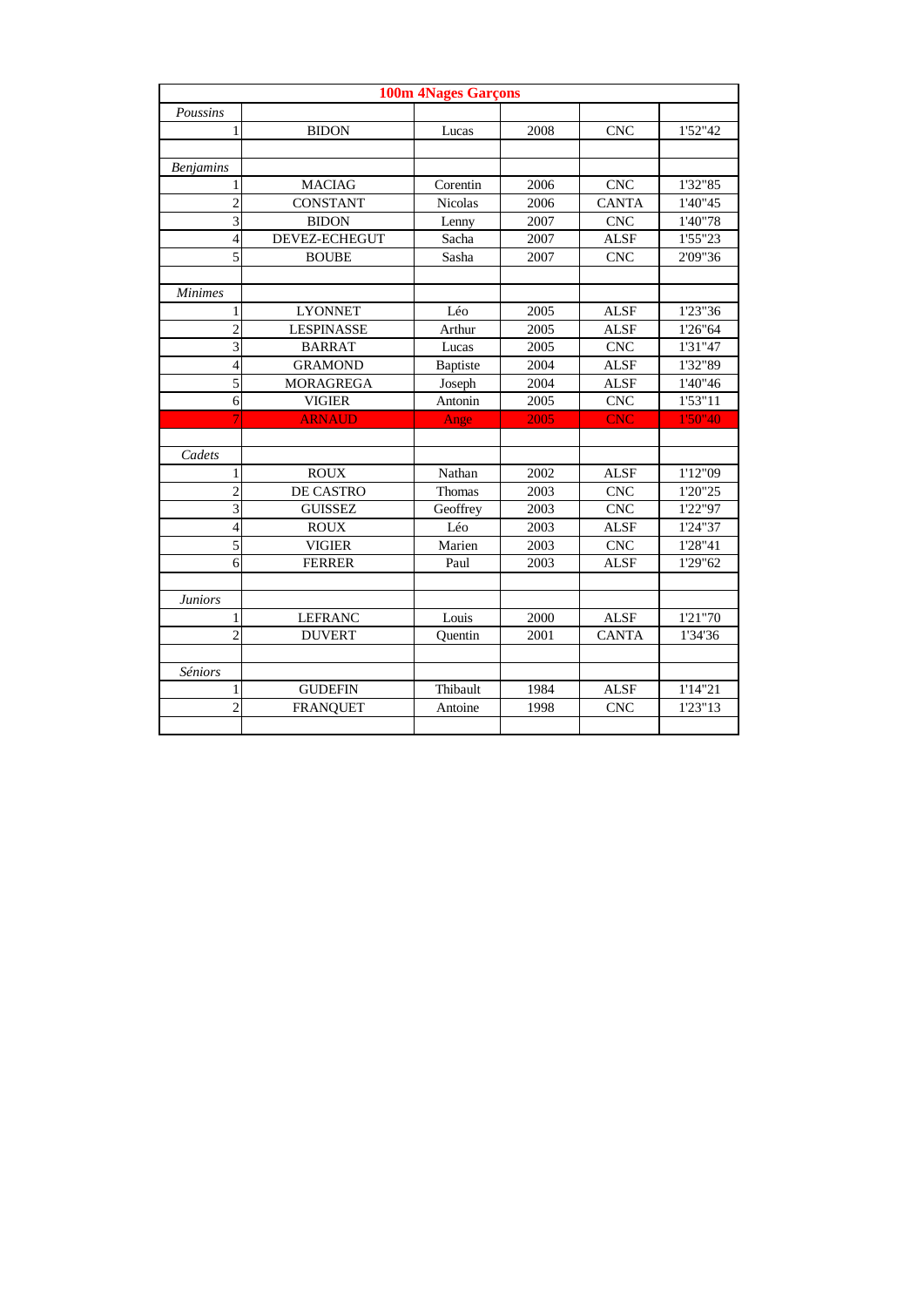| 100m 4Nages Garçons | | | | | |
|---|---|---|---|---|---|
| *Poussins* | | | | | |
| 1 | BIDON | Lucas | 2008 | CNC | 1'52"42 |
| | | | | | |
| *Benjamins* | | | | | |
| 1 | MACIAG | Corentin | 2006 | CNC | 1'32"85 |
| 2 | CONSTANT | Nicolas | 2006 | CANTA | 1'40"45 |
| 3 | BIDON | Lenny | 2007 | CNC | 1'40"78 |
| 4 | DEVEZ-ECHEGUT | Sacha | 2007 | ALSF | 1'55"23 |
| 5 | BOUBE | Sasha | 2007 | CNC | 2'09"36 |
| | | | | | |
| *Minimes* | | | | | |
| 1 | LYONNET | Léo | 2005 | ALSF | 1'23"36 |
| 2 | LESPINASSE | Arthur | 2005 | ALSF | 1'26"64 |
| 3 | BARRAT | Lucas | 2005 | CNC | 1'31"47 |
| 4 | GRAMOND | Baptiste | 2004 | ALSF | 1'32"89 |
| 5 | MORAGREGA | Joseph | 2004 | ALSF | 1'40"46 |
| 6 | VIGIER | Antonin | 2005 | CNC | 1'53"11 |
| 7 | ARNAUD | Ange | 2005 | CNC | 1'50"40 |
| | | | | | |
| *Cadets* | | | | | |
| 1 | ROUX | Nathan | 2002 | ALSF | 1'12"09 |
| 2 | DE CASTRO | Thomas | 2003 | CNC | 1'20"25 |
| 3 | GUISSEZ | Geoffrey | 2003 | CNC | 1'22"97 |
| 4 | ROUX | Léo | 2003 | ALSF | 1'24"37 |
| 5 | VIGIER | Marien | 2003 | CNC | 1'28"41 |
| 6 | FERRER | Paul | 2003 | ALSF | 1'29"62 |
| | | | | | |
| *Juniors* | | | | | |
| 1 | LEFRANC | Louis | 2000 | ALSF | 1'21"70 |
| 2 | DUVERT | Quentin | 2001 | CANTA | 1'34'36 |
| | | | | | |
| *Séniors* | | | | | |
| 1 | GUDEFIN | Thibault | 1984 | ALSF | 1'14"21 |
| 2 | FRANQUET | Antoine | 1998 | CNC | 1'23"13 |
| | | | | | |